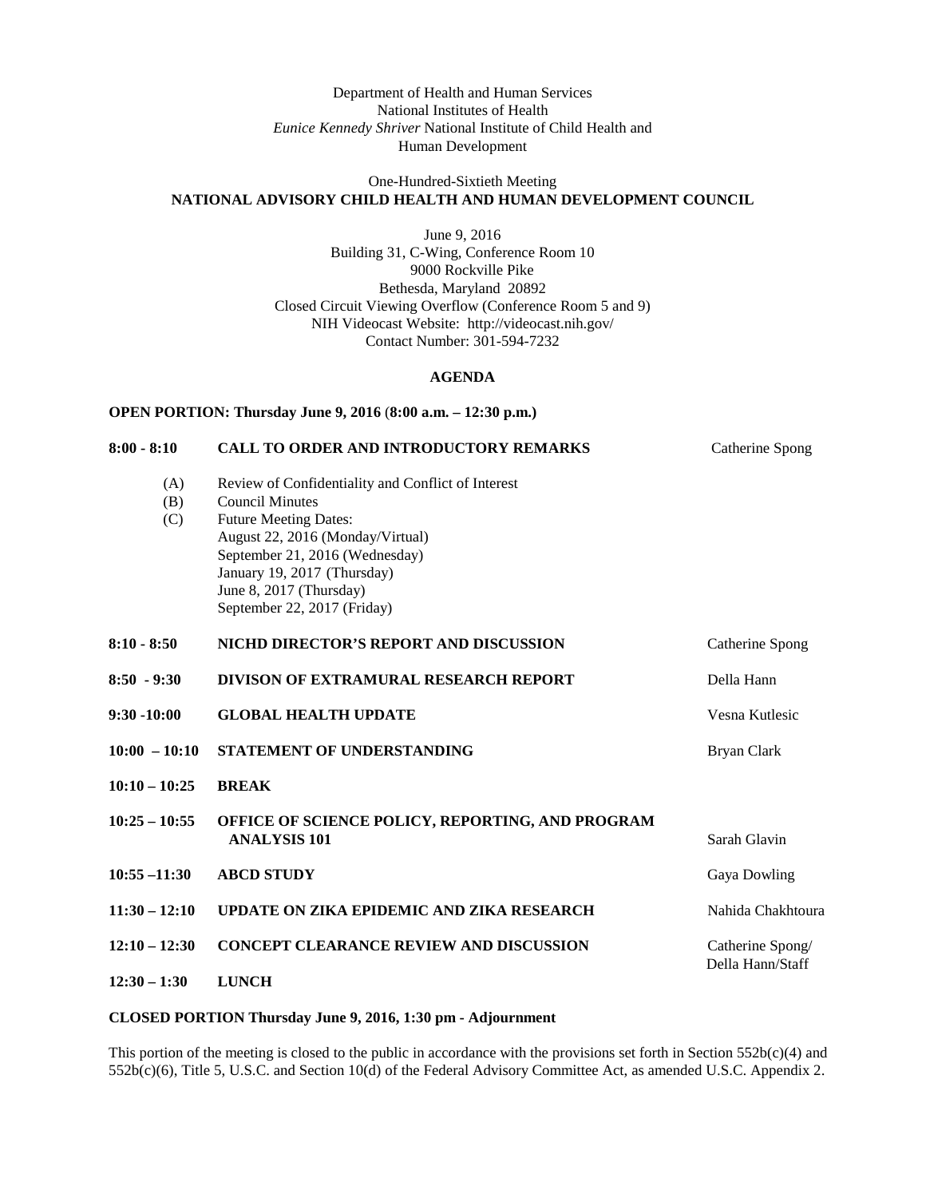Department of Health and Human Services
National Institutes of Health
*Eunice Kennedy Shriver* National Institute of Child Health and Human Development

One-Hundred-Sixtieth Meeting
**NATIONAL ADVISORY CHILD HEALTH AND HUMAN DEVELOPMENT COUNCIL**

June 9, 2016
Building 31, C-Wing, Conference Room 10
9000 Rockville Pike
Bethesda, Maryland 20892
Closed Circuit Viewing Overflow (Conference Room 5 and 9)
NIH Videocast Website: http://videocast.nih.gov/
Contact Number: 301-594-7232

## AGENDA

**OPEN PORTION: Thursday June 9, 2016 (8:00 a.m. – 12:30 p.m.)**

**8:00 - 8:10** **CALL TO ORDER AND INTRODUCTORY REMARKS** — Catherine Spong

- (A) Review of Confidentiality and Conflict of Interest
- (B) Council Minutes
- (C) Future Meeting Dates:
  - August 22, 2016 (Monday/Virtual)
  - September 21, 2016 (Wednesday)
  - January 19, 2017 (Thursday)
  - June 8, 2017 (Thursday)
  - September 22, 2017 (Friday)

| Time | Item | Presenter |
|---|---|---|
| **8:10 - 8:50** | **NICHD DIRECTOR'S REPORT AND DISCUSSION** | Catherine Spong |
| **8:50 - 9:30** | **DIVISON OF EXTRAMURAL RESEARCH REPORT** | Della Hann |
| **9:30 -10:00** | **GLOBAL HEALTH UPDATE** | Vesna Kutlesic |
| **10:00 – 10:10** | **STATEMENT OF UNDERSTANDING** | Bryan Clark |
| **10:10 – 10:25** | **BREAK** | |
| **10:25 – 10:55** | **OFFICE OF SCIENCE POLICY, REPORTING, AND PROGRAM ANALYSIS 101** | Sarah Glavin |
| **10:55 –11:30** | **ABCD STUDY** | Gaya Dowling |
| **11:30 – 12:10** | **UPDATE ON ZIKA EPIDEMIC AND ZIKA RESEARCH** | Nahida Chakhtoura |
| **12:10 – 12:30** | **CONCEPT CLEARANCE REVIEW AND DISCUSSION** | Catherine Spong/ Della Hann/Staff |
| **12:30 – 1:30** | **LUNCH** | |

**CLOSED PORTION Thursday June 9, 2016, 1:30 pm - Adjournment**

This portion of the meeting is closed to the public in accordance with the provisions set forth in Section 552b(c)(4) and 552b(c)(6), Title 5, U.S.C. and Section 10(d) of the Federal Advisory Committee Act, as amended U.S.C. Appendix 2.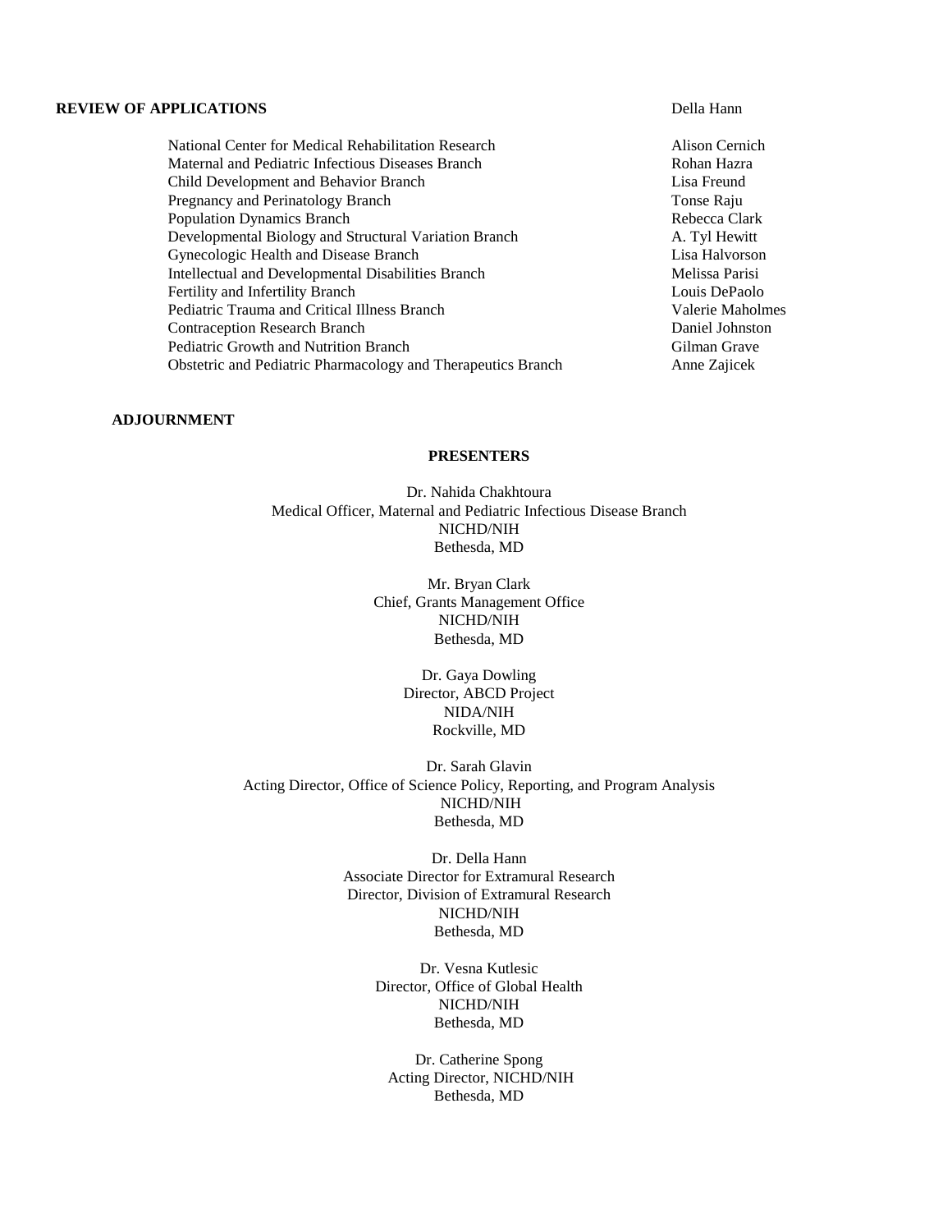**REVIEW OF APPLICATIONS** Della Hann

| | |
|---|---|
| National Center for Medical Rehabilitation Research | Alison Cernich |
| Maternal and Pediatric Infectious Diseases Branch | Rohan Hazra |
| Child Development and Behavior Branch | Lisa Freund |
| Pregnancy and Perinatology Branch | Tonse Raju |
| Population Dynamics Branch | Rebecca Clark |
| Developmental Biology and Structural Variation Branch | A. Tyl Hewitt |
| Gynecologic Health and Disease Branch | Lisa Halvorson |
| Intellectual and Developmental Disabilities Branch | Melissa Parisi |
| Fertility and Infertility Branch | Louis DePaolo |
| Pediatric Trauma and Critical Illness Branch | Valerie Maholmes |
| Contraception Research Branch | Daniel Johnston |
| Pediatric Growth and Nutrition Branch | Gilman Grave |
| Obstetric and Pediatric Pharmacology and Therapeutics Branch | Anne Zajicek |

**ADJOURNMENT**

**PRESENTERS**

Dr. Nahida Chakhtoura
Medical Officer, Maternal and Pediatric Infectious Disease Branch
NICHD/NIH
Bethesda, MD

Mr. Bryan Clark
Chief, Grants Management Office
NICHD/NIH
Bethesda, MD

Dr. Gaya Dowling
Director, ABCD Project
NIDA/NIH
Rockville, MD

Dr. Sarah Glavin
Acting Director, Office of Science Policy, Reporting, and Program Analysis
NICHD/NIH
Bethesda, MD

Dr. Della Hann
Associate Director for Extramural Research
Director, Division of Extramural Research
NICHD/NIH
Bethesda, MD

Dr. Vesna Kutlesic
Director, Office of Global Health
NICHD/NIH
Bethesda, MD

Dr. Catherine Spong
Acting Director, NICHD/NIH
Bethesda, MD